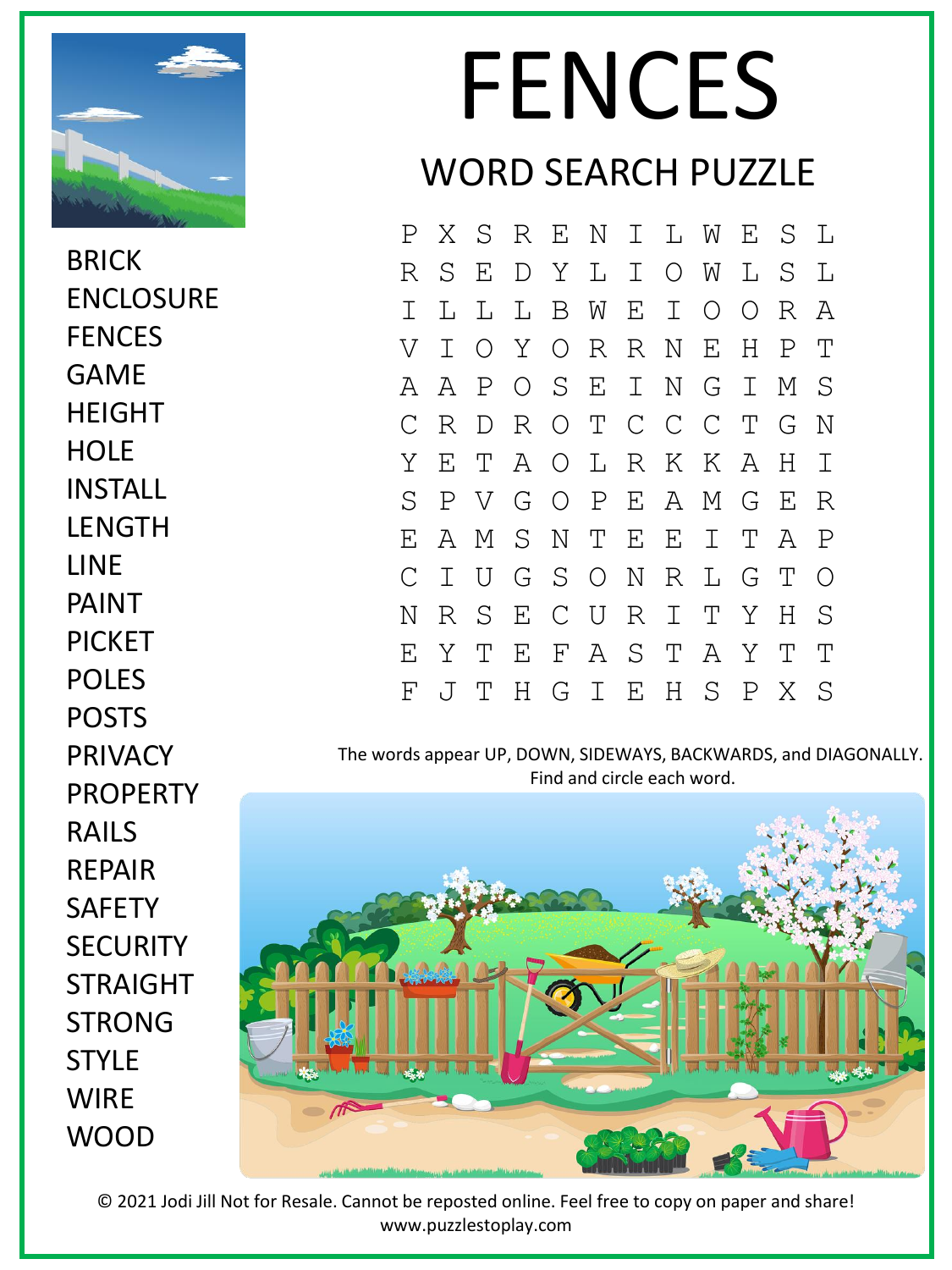# FENCES

## WORD SEARCH PUZZLE

```
P X S R E N I L W E S L
R S E D Y L I O W L S L
I L L L B W E I O O R A
V I O Y O R R N E H P T
A A P O S E I N G I M S
C R D R O T C C C T G N
Y E T A O L R K K A H I
S P V G O P E A M G E R
E A M S N T E E I T A P
C I U G S O N R L G T O
N R S E C U R I T Y H S
E Y T E F A S T A Y T T
F J T H G I E H S P X S
```

BRICK
ENCLOSURE
FENCES
GAME
HEIGHT
HOLE
INSTALL
LENGTH
LINE
PAINT
PICKET
POLES
POSTS
PRIVACY
PROPERTY
RAILS
REPAIR
SAFETY
SECURITY
STRAIGHT
STRONG
STYLE
WIRE
WOOD

The words appear UP, DOWN, SIDEWAYS, BACKWARDS, and DIAGONALLY.
Find and circle each word.

© 2021 Jodi Jill Not for Resale. Cannot be reposted online. Feel free to copy on paper and share!
www.puzzlestoplay.com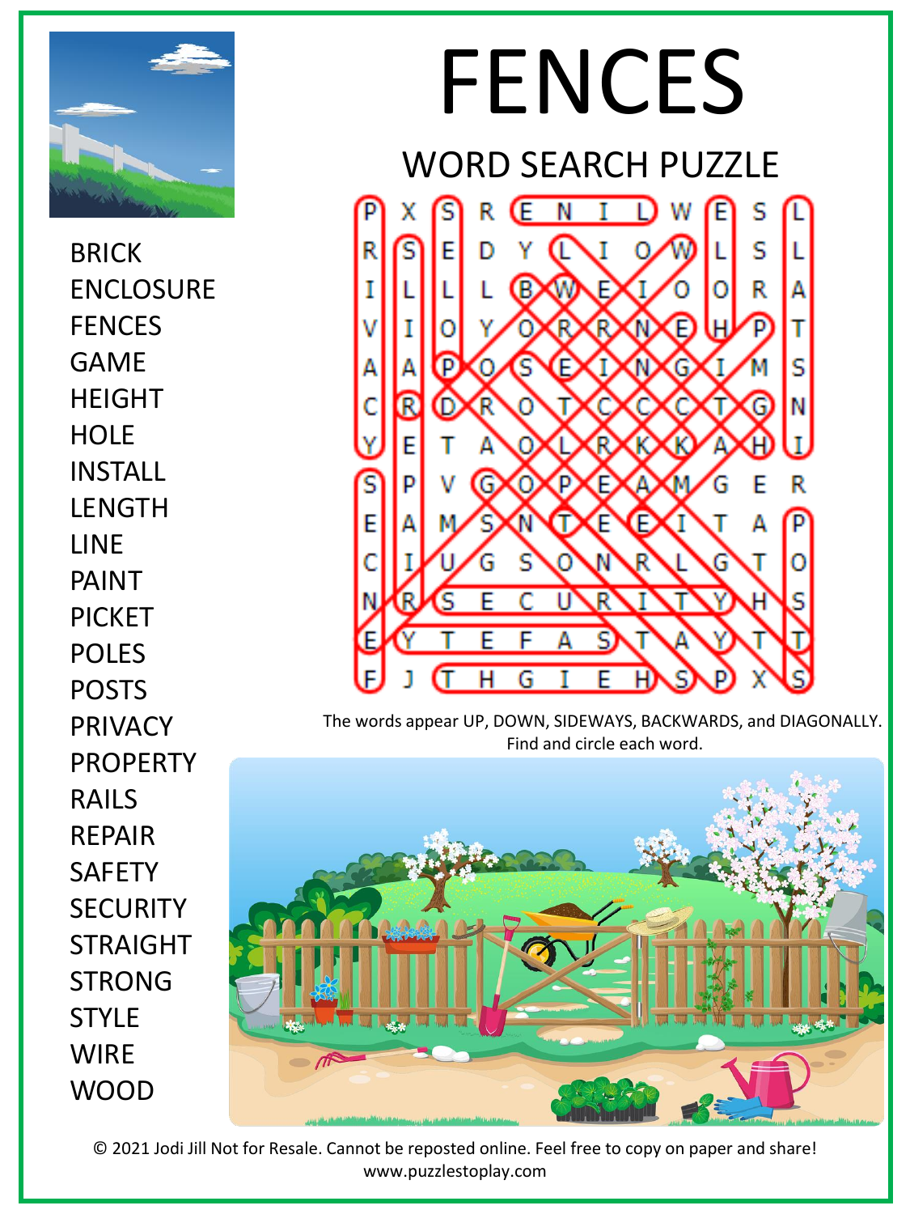# FENCES

## WORD SEARCH PUZZLE

| | | | | | | | | | | |
|---|---|---|---|---|---|---|---|---|---|---|
| P | X | S | R | E | N | I | L | W | E | S | L |
| R | S | E | D | Y | L | I | O | W | L | S | L |
| I | L | L | L | B | W | E | I | O | O | R | A |
| V | I | O | Y | O | R | R | N | E | H | P | T |
| A | A | P | O | S | E | I | N | G | I | M | S |
| C | R | D | R | O | T | C | C | C | T | G | N |
| Y | E | T | A | O | L | R | K | K | A | H | I |
| S | P | V | G | O | P | E | A | M | G | E | R |
| E | A | M | S | N | T | E | E | I | T | A | P |
| C | I | U | G | S | O | N | R | L | G | T | O |
| N | R | S | E | C | U | R | I | T | Y | H | S |
| E | Y | T | E | F | A | S | T | A | Y | T | T |
| F | J | T | H | G | I | E | H | S | P | X | S |

The words appear UP, DOWN, SIDEWAYS, BACKWARDS, and DIAGONALLY. Find and circle each word.

- BRICK
- ENCLOSURE
- FENCES
- GAME
- HEIGHT
- HOLE
- INSTALL
- LENGTH
- LINE
- PAINT
- PICKET
- POLES
- POSTS
- PRIVACY
- PROPERTY
- RAILS
- REPAIR
- SAFETY
- SECURITY
- STRAIGHT
- STRONG
- STYLE
- WIRE
- WOOD

© 2021 Jodi Jill Not for Resale. Cannot be reposted online. Feel free to copy on paper and share!
www.puzzlestoplay.com